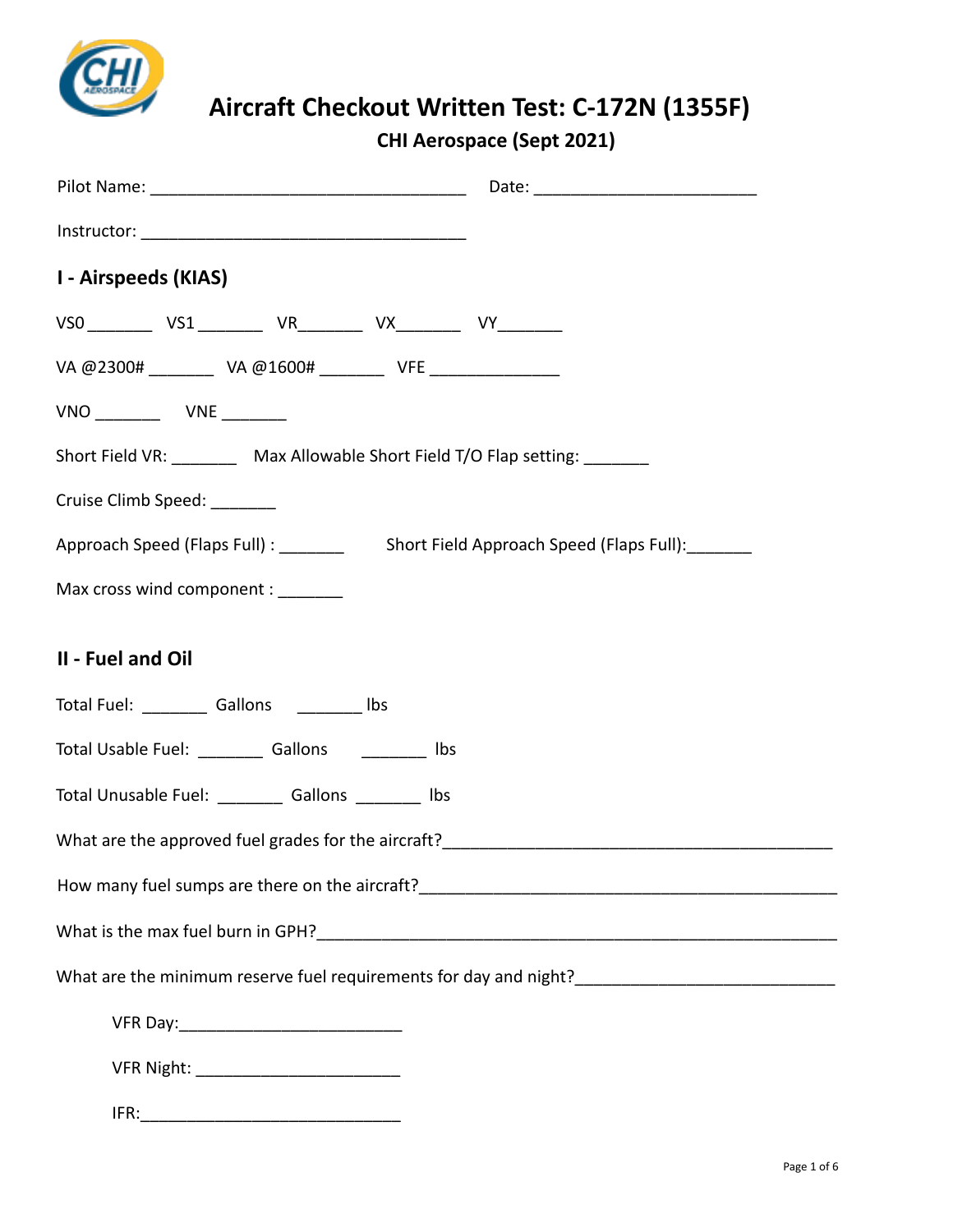# Aircraft Checkout Written Test: C-172N (1355F)

## CHI Aerospace (Sept 2021)

Pilot Name: ________________________________ Date: ______________________

Instructor: ________________________________

## I - Airspeeds (KIAS)

VS0 _______ VS1 _______ VR_______ VX_______ VY_______

VA @2300# _______ VA @1600# _______ VFE _____________

VNO _______ VNE _______

Short Field VR: _______ Max Allowable Short Field T/O Flap setting: _______

Cruise Climb Speed: _______

Approach Speed (Flaps Full) : _______ Short Field Approach Speed (Flaps Full):_______

Max cross wind component : _______

## II - Fuel and Oil

Total Fuel: _______ Gallons _______ lbs

Total Usable Fuel: _______ Gallons _______ lbs

Total Unusable Fuel: _______ Gallons _______ lbs

What are the approved fuel grades for the aircraft?________________________________________

How many fuel sumps are there on the aircraft?___________________________________________

What is the max fuel burn in GPH?_______________________________________________________

What are the minimum reserve fuel requirements for day and night?__________________________

VFR Day:_______________________

VFR Night: _____________________

IFR:___________________________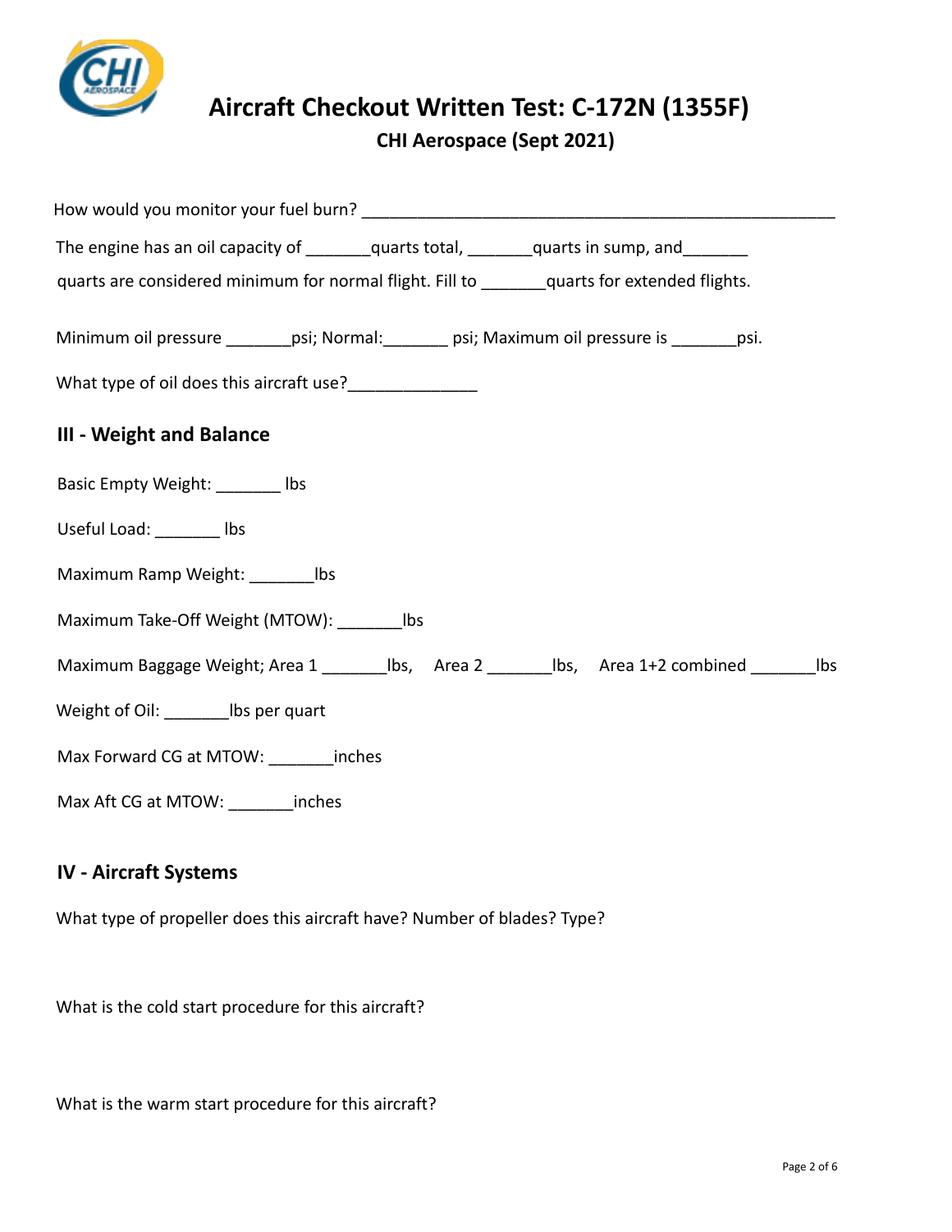# Aircraft Checkout Written Test: C-172N (1355F)

**CHI Aerospace (Sept 2021)**

How would you monitor your fuel burn? ____________________________________________________

The engine has an oil capacity of _______quarts total, _______quarts in sump, and_______ quarts are considered minimum for normal flight. Fill to _______quarts for extended flights.

Minimum oil pressure _______psi; Normal:_______ psi; Maximum oil pressure is _______psi.

What type of oil does this aircraft use?______________

## III - Weight and Balance

Basic Empty Weight: _______ lbs

Useful Load: _______ lbs

Maximum Ramp Weight: _______lbs

Maximum Take-Off Weight (MTOW): _______lbs

Maximum Baggage Weight; Area 1 _______lbs, Area 2 _______lbs, Area 1+2 combined _______lbs

Weight of Oil: _______lbs per quart

Max Forward CG at MTOW: _______inches

Max Aft CG at MTOW: _______inches

## IV - Aircraft Systems

What type of propeller does this aircraft have? Number of blades? Type?

What is the cold start procedure for this aircraft?

What is the warm start procedure for this aircraft?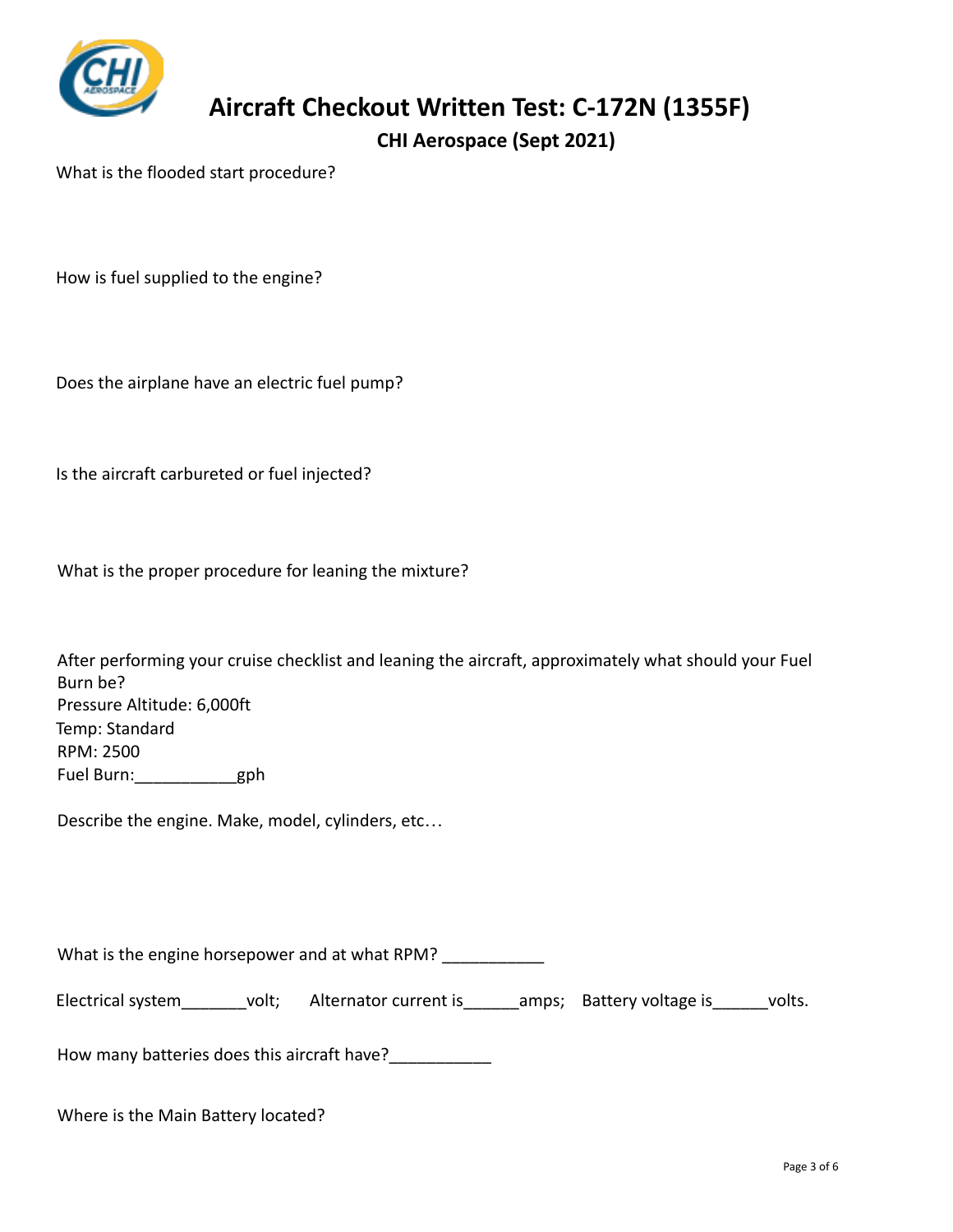# Aircraft Checkout Written Test: C-172N (1355F)

## CHI Aerospace (Sept 2021)

What is the flooded start procedure?

How is fuel supplied to the engine?

Does the airplane have an electric fuel pump?

Is the aircraft carbureted or fuel injected?

What is the proper procedure for leaning the mixture?

After performing your cruise checklist and leaning the aircraft, approximately what should your Fuel Burn be?
Pressure Altitude: 6,000ft
Temp: Standard
RPM: 2500
Fuel Burn:___________gph

Describe the engine. Make, model, cylinders, etc…

What is the engine horsepower and at what RPM? ___________

Electrical system_______volt; Alternator current is______amps; Battery voltage is______volts.

How many batteries does this aircraft have?___________

Where is the Main Battery located?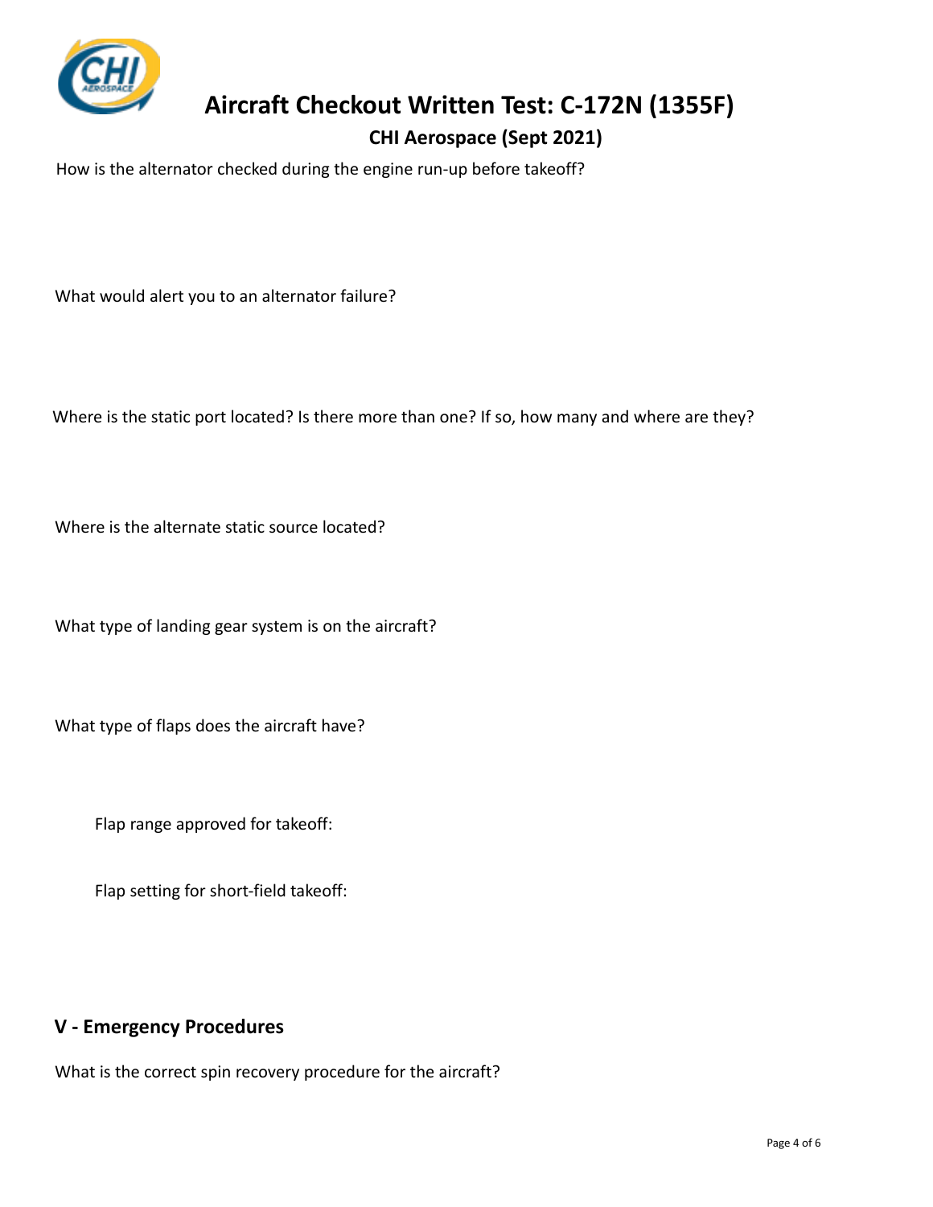# Aircraft Checkout Written Test: C-172N (1355F)

## CHI Aerospace (Sept 2021)

How is the alternator checked during the engine run-up before takeoff?

What would alert you to an alternator failure?

Where is the static port located? Is there more than one? If so, how many and where are they?

Where is the alternate static source located?

What type of landing gear system is on the aircraft?

What type of flaps does the aircraft have?

Flap range approved for takeoff:

Flap setting for short-field takeoff:

## V - Emergency Procedures

What is the correct spin recovery procedure for the aircraft?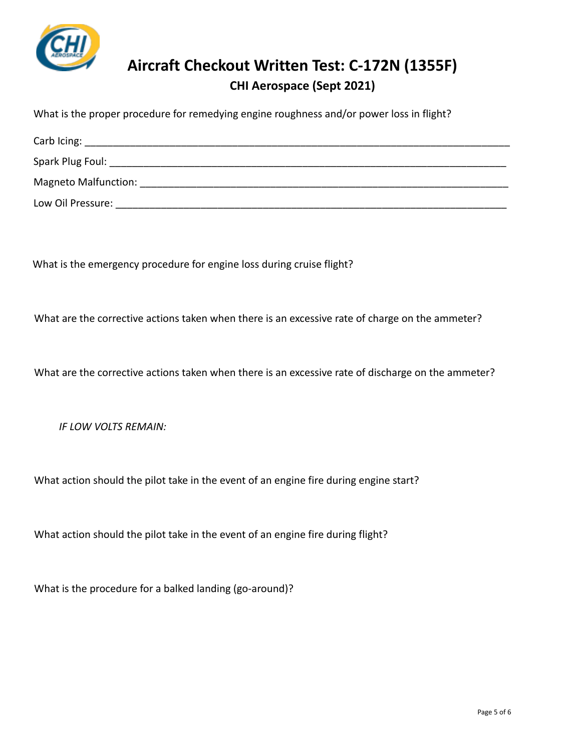# Aircraft Checkout Written Test: C-172N (1355F)

## CHI Aerospace (Sept 2021)

What is the proper procedure for remedying engine roughness and/or power loss in flight?

Carb Icing: ___________________________________________________________________________

Spark Plug Foul: ________________________________________________________________________

Magneto Malfunction: ____________________________________________________________________

Low Oil Pressure: _______________________________________________________________________

What is the emergency procedure for engine loss during cruise flight?

What are the corrective actions taken when there is an excessive rate of charge on the ammeter?

What are the corrective actions taken when there is an excessive rate of discharge on the ammeter?

*IF LOW VOLTS REMAIN:*

What action should the pilot take in the event of an engine fire during engine start?

What action should the pilot take in the event of an engine fire during flight?

What is the procedure for a balked landing (go-around)?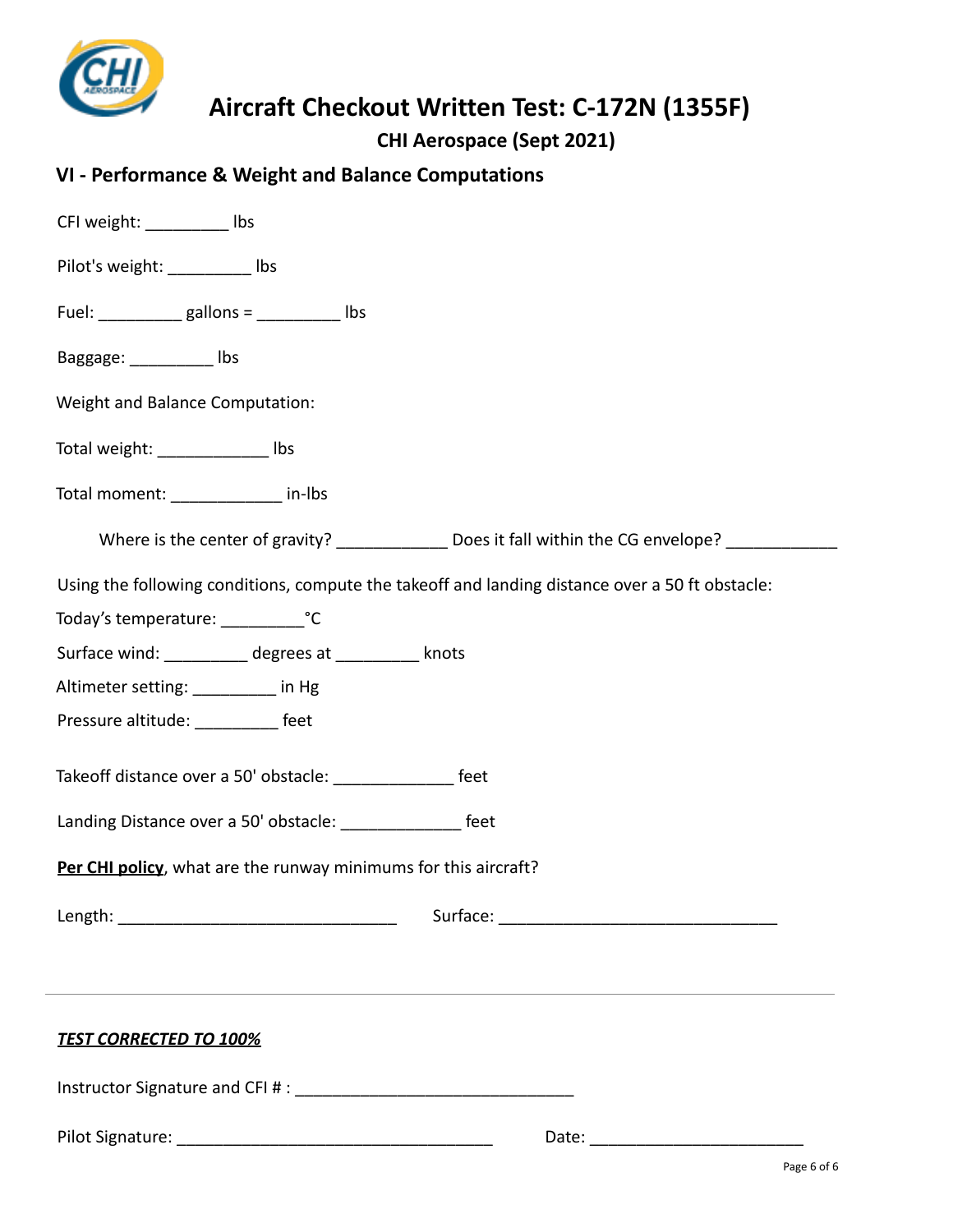# Aircraft Checkout Written Test: C-172N (1355F)

**CHI Aerospace (Sept 2021)**

## VI - Performance & Weight and Balance Computations

CFI weight: _________ lbs

Pilot's weight: _________ lbs

Fuel: _________ gallons = _________ lbs

Baggage: _________ lbs

Weight and Balance Computation:

Total weight: ____________ lbs

Total moment: ____________ in-lbs

Where is the center of gravity? ____________ Does it fall within the CG envelope? ____________

Using the following conditions, compute the takeoff and landing distance over a 50 ft obstacle:

Today's temperature: _________°C

Surface wind: _________ degrees at _________ knots

Altimeter setting: _________ in Hg

Pressure altitude: _________ feet

Takeoff distance over a 50' obstacle: _____________ feet

Landing Distance over a 50' obstacle: _____________ feet

**<u>Per CHI policy</u>**, what are the runway minimums for this aircraft?

Length: ______________________________ Surface: ______________________________

---

***<u>TEST CORRECTED TO 100%</u>***

Instructor Signature and CFI # : ______________________________

Pilot Signature: __________________________________ Date: ______________________